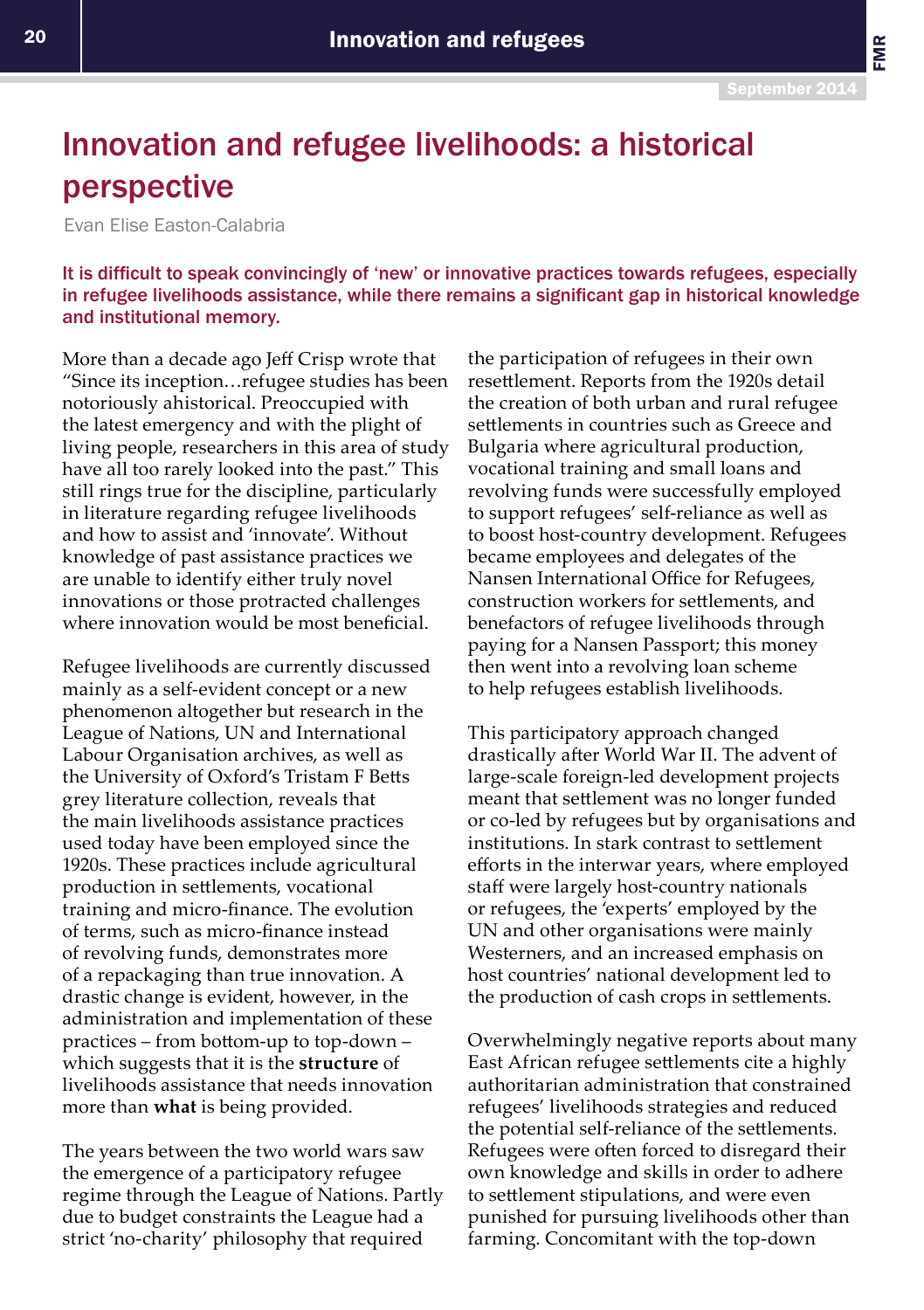# Innovation and refugee livelihoods: a historical perspective

Evan Elise Easton-Calabria

**It is difficult to speak convincingly of 'new' or innovative practices towards refugees, especially in refugee livelihoods assistance, while there remains a significant gap in historical knowledge and institutional memory.**

More than a decade ago Jeff Crisp wrote that "Since its inception…refugee studies has been notoriously ahistorical. Preoccupied with the latest emergency and with the plight of living people, researchers in this area of study have all too rarely looked into the past." This still rings true for the discipline, particularly in literature regarding refugee livelihoods and how to assist and 'innovate'. Without knowledge of past assistance practices we are unable to identify either truly novel innovations or those protracted challenges where innovation would be most beneficial.

Refugee livelihoods are currently discussed mainly as a self-evident concept or a new phenomenon altogether but research in the League of Nations, UN and International Labour Organisation archives, as well as the University of Oxford's Tristam F Betts grey literature collection, reveals that the main livelihoods assistance practices used today have been employed since the 1920s. These practices include agricultural production in settlements, vocational training and micro-finance. The evolution of terms, such as micro-finance instead of revolving funds, demonstrates more of a repackaging than true innovation. A drastic change is evident, however, in the administration and implementation of these practices – from bottom-up to top-down – which suggests that it is the **structure** of livelihoods assistance that needs innovation more than **what** is being provided.

The years between the two world wars saw the emergence of a participatory refugee regime through the League of Nations. Partly due to budget constraints the League had a strict 'no-charity' philosophy that required the participation of refugees in their own resettlement. Reports from the 1920s detail the creation of both urban and rural refugee settlements in countries such as Greece and Bulgaria where agricultural production, vocational training and small loans and revolving funds were successfully employed to support refugees' self-reliance as well as to boost host-country development. Refugees became employees and delegates of the Nansen International Office for Refugees, construction workers for settlements, and benefactors of refugee livelihoods through paying for a Nansen Passport; this money then went into a revolving loan scheme to help refugees establish livelihoods.

This participatory approach changed drastically after World War II. The advent of large-scale foreign-led development projects meant that settlement was no longer funded or co-led by refugees but by organisations and institutions. In stark contrast to settlement efforts in the interwar years, where employed staff were largely host-country nationals or refugees, the 'experts' employed by the UN and other organisations were mainly Westerners, and an increased emphasis on host countries' national development led to the production of cash crops in settlements.

Overwhelmingly negative reports about many East African refugee settlements cite a highly authoritarian administration that constrained refugees' livelihoods strategies and reduced the potential self-reliance of the settlements. Refugees were often forced to disregard their own knowledge and skills in order to adhere to settlement stipulations, and were even punished for pursuing livelihoods other than farming. Concomitant with the top-down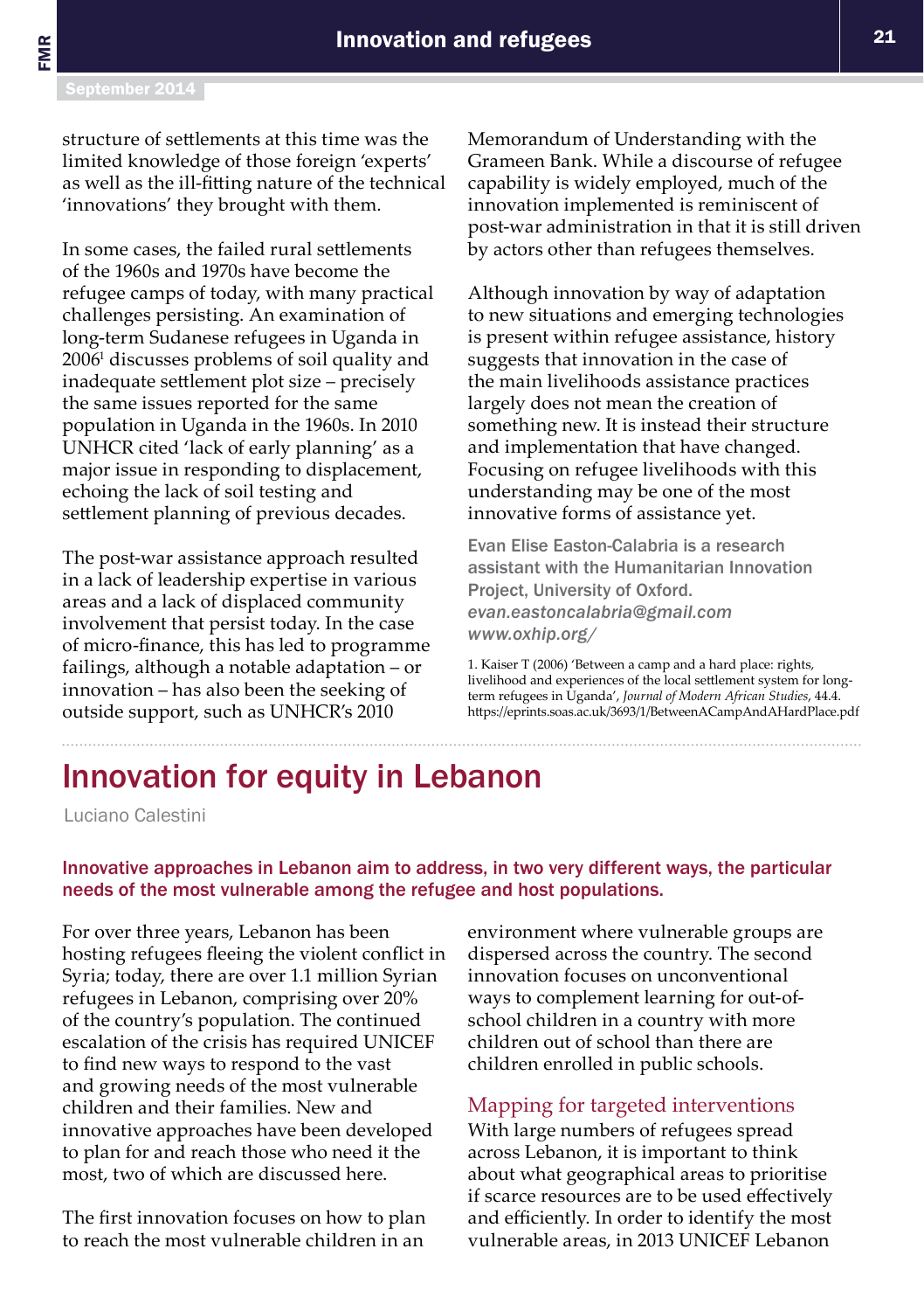structure of settlements at this time was the limited knowledge of those foreign 'experts' as well as the ill-fitting nature of the technical 'innovations' they brought with them.

In some cases, the failed rural settlements of the 1960s and 1970s have become the refugee camps of today, with many practical challenges persisting. An examination of long-term Sudanese refugees in Uganda in 2006[1] discusses problems of soil quality and inadequate settlement plot size – precisely the same issues reported for the same population in Uganda in the 1960s. In 2010 UNHCR cited 'lack of early planning' as a major issue in responding to displacement, echoing the lack of soil testing and settlement planning of previous decades.

The post-war assistance approach resulted in a lack of leadership expertise in various areas and a lack of displaced community involvement that persist today. In the case of micro-finance, this has led to programme failings, although a notable adaptation – or innovation – has also been the seeking of outside support, such as UNHCR's 2010 Memorandum of Understanding with the Grameen Bank. While a discourse of refugee capability is widely employed, much of the innovation implemented is reminiscent of post-war administration in that it is still driven by actors other than refugees themselves.

Although innovation by way of adaptation to new situations and emerging technologies is present within refugee assistance, history suggests that innovation in the case of the main livelihoods assistance practices largely does not mean the creation of something new. It is instead their structure and implementation that have changed. Focusing on refugee livelihoods with this understanding may be one of the most innovative forms of assistance yet.

Evan Elise Easton-Calabria is a research assistant with the Humanitarian Innovation Project, University of Oxford. *evan.eastoncalabria@gmail.com* *www.oxhip.org/*

1. Kaiser T (2006) 'Between a camp and a hard place: rights, livelihood and experiences of the local settlement system for long-term refugees in Uganda', *Journal of Modern African Studies*, 44.4. https://eprints.soas.ac.uk/3693/1/BetweenACampAndAHardPlace.pdf

# Innovation for equity in Lebanon

Luciano Calestini

**Innovative approaches in Lebanon aim to address, in two very different ways, the particular needs of the most vulnerable among the refugee and host populations.**

For over three years, Lebanon has been hosting refugees fleeing the violent conflict in Syria; today, there are over 1.1 million Syrian refugees in Lebanon, comprising over 20% of the country's population. The continued escalation of the crisis has required UNICEF to find new ways to respond to the vast and growing needs of the most vulnerable children and their families. New and innovative approaches have been developed to plan for and reach those who need it the most, two of which are discussed here.

The first innovation focuses on how to plan to reach the most vulnerable children in an environment where vulnerable groups are dispersed across the country. The second innovation focuses on unconventional ways to complement learning for out-of-school children in a country with more children out of school than there are children enrolled in public schools.

## Mapping for targeted interventions

With large numbers of refugees spread across Lebanon, it is important to think about what geographical areas to prioritise if scarce resources are to be used effectively and efficiently. In order to identify the most vulnerable areas, in 2013 UNICEF Lebanon